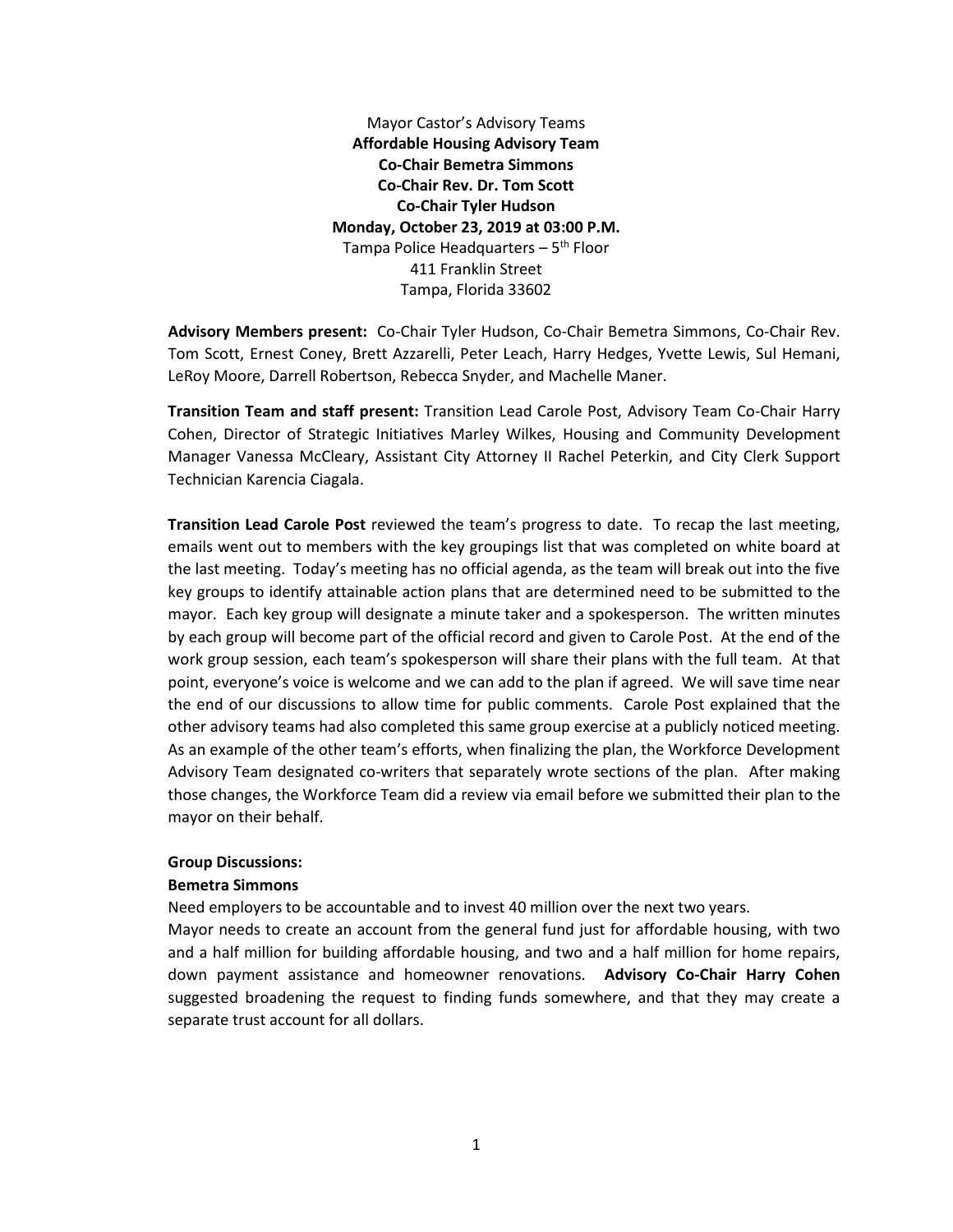Mayor Castor's Advisory Teams
**Affordable Housing Advisory Team**
**Co-Chair Bemetra Simmons**
**Co-Chair Rev. Dr. Tom Scott**
**Co-Chair Tyler Hudson**
**Monday, October 23, 2019 at 03:00 P.M.**
Tampa Police Headquarters – 5th Floor
411 Franklin Street
Tampa, Florida 33602

**Advisory Members present:** Co-Chair Tyler Hudson, Co-Chair Bemetra Simmons, Co-Chair Rev. Tom Scott, Ernest Coney, Brett Azzarelli, Peter Leach, Harry Hedges, Yvette Lewis, Sul Hemani, LeRoy Moore, Darrell Robertson, Rebecca Snyder, and Machelle Maner.

**Transition Team and staff present:** Transition Lead Carole Post, Advisory Team Co-Chair Harry Cohen, Director of Strategic Initiatives Marley Wilkes, Housing and Community Development Manager Vanessa McCleary, Assistant City Attorney II Rachel Peterkin, and City Clerk Support Technician Karencia Ciagala.

**Transition Lead Carole Post** reviewed the team's progress to date. To recap the last meeting, emails went out to members with the key groupings list that was completed on white board at the last meeting. Today's meeting has no official agenda, as the team will break out into the five key groups to identify attainable action plans that are determined need to be submitted to the mayor. Each key group will designate a minute taker and a spokesperson. The written minutes by each group will become part of the official record and given to Carole Post. At the end of the work group session, each team's spokesperson will share their plans with the full team. At that point, everyone's voice is welcome and we can add to the plan if agreed. We will save time near the end of our discussions to allow time for public comments. Carole Post explained that the other advisory teams had also completed this same group exercise at a publicly noticed meeting. As an example of the other team's efforts, when finalizing the plan, the Workforce Development Advisory Team designated co-writers that separately wrote sections of the plan. After making those changes, the Workforce Team did a review via email before we submitted their plan to the mayor on their behalf.

**Group Discussions:**

**Bemetra Simmons**

Need employers to be accountable and to invest 40 million over the next two years.

Mayor needs to create an account from the general fund just for affordable housing, with two and a half million for building affordable housing, and two and a half million for home repairs, down payment assistance and homeowner renovations. **Advisory Co-Chair Harry Cohen** suggested broadening the request to finding funds somewhere, and that they may create a separate trust account for all dollars.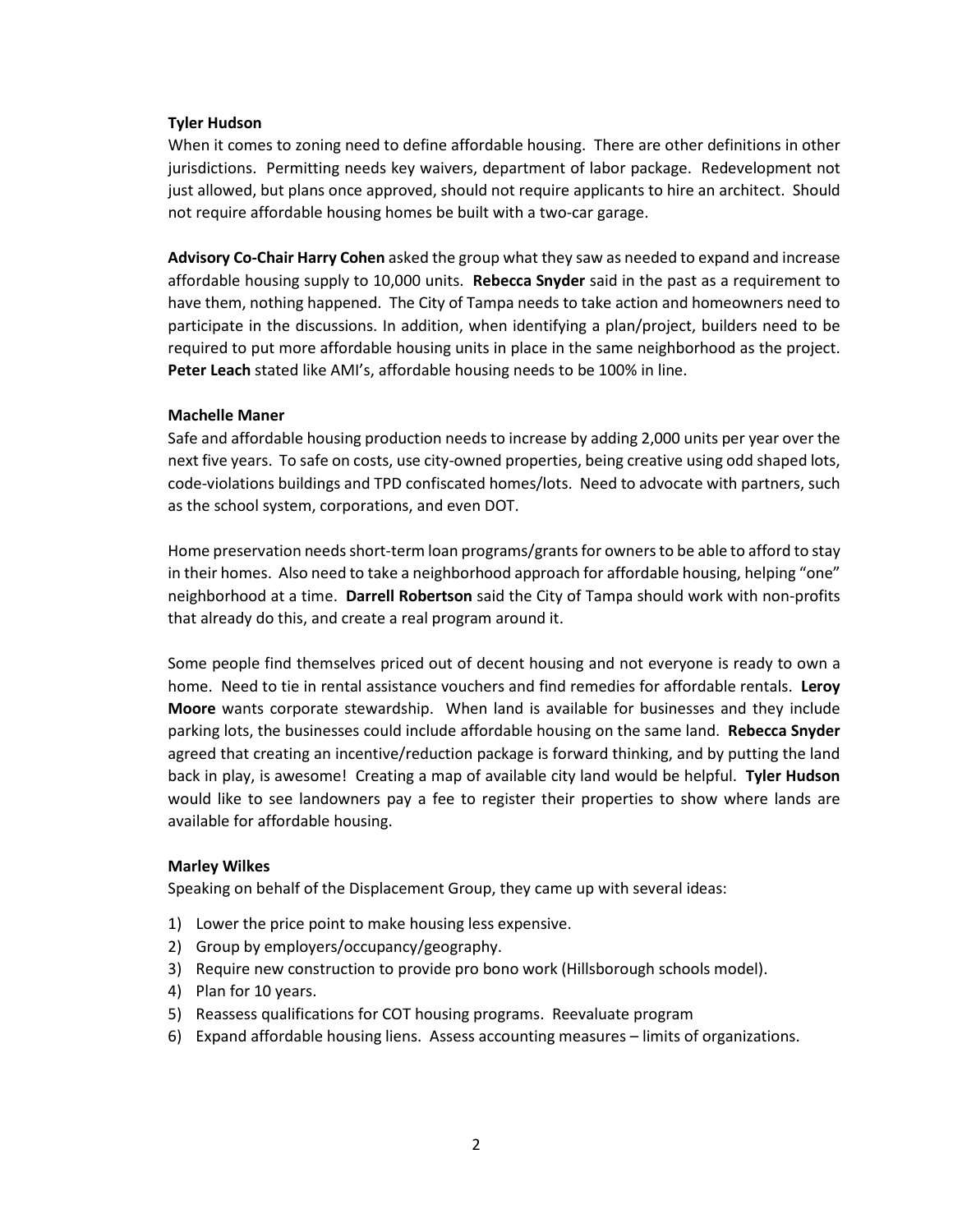**Tyler Hudson**

When it comes to zoning need to define affordable housing. There are other definitions in other jurisdictions. Permitting needs key waivers, department of labor package. Redevelopment not just allowed, but plans once approved, should not require applicants to hire an architect. Should not require affordable housing homes be built with a two-car garage.

**Advisory Co-Chair Harry Cohen** asked the group what they saw as needed to expand and increase affordable housing supply to 10,000 units. **Rebecca Snyder** said in the past as a requirement to have them, nothing happened. The City of Tampa needs to take action and homeowners need to participate in the discussions. In addition, when identifying a plan/project, builders need to be required to put more affordable housing units in place in the same neighborhood as the project. **Peter Leach** stated like AMI's, affordable housing needs to be 100% in line.

**Machelle Maner**

Safe and affordable housing production needs to increase by adding 2,000 units per year over the next five years. To safe on costs, use city-owned properties, being creative using odd shaped lots, code-violations buildings and TPD confiscated homes/lots. Need to advocate with partners, such as the school system, corporations, and even DOT.

Home preservation needs short-term loan programs/grants for owners to be able to afford to stay in their homes. Also need to take a neighborhood approach for affordable housing, helping "one" neighborhood at a time. **Darrell Robertson** said the City of Tampa should work with non-profits that already do this, and create a real program around it.

Some people find themselves priced out of decent housing and not everyone is ready to own a home. Need to tie in rental assistance vouchers and find remedies for affordable rentals. **Leroy Moore** wants corporate stewardship. When land is available for businesses and they include parking lots, the businesses could include affordable housing on the same land. **Rebecca Snyder** agreed that creating an incentive/reduction package is forward thinking, and by putting the land back in play, is awesome! Creating a map of available city land would be helpful. **Tyler Hudson** would like to see landowners pay a fee to register their properties to show where lands are available for affordable housing.

**Marley Wilkes**

Speaking on behalf of the Displacement Group, they came up with several ideas:

1) Lower the price point to make housing less expensive.
2) Group by employers/occupancy/geography.
3) Require new construction to provide pro bono work (Hillsborough schools model).
4) Plan for 10 years.
5) Reassess qualifications for COT housing programs. Reevaluate program
6) Expand affordable housing liens. Assess accounting measures – limits of organizations.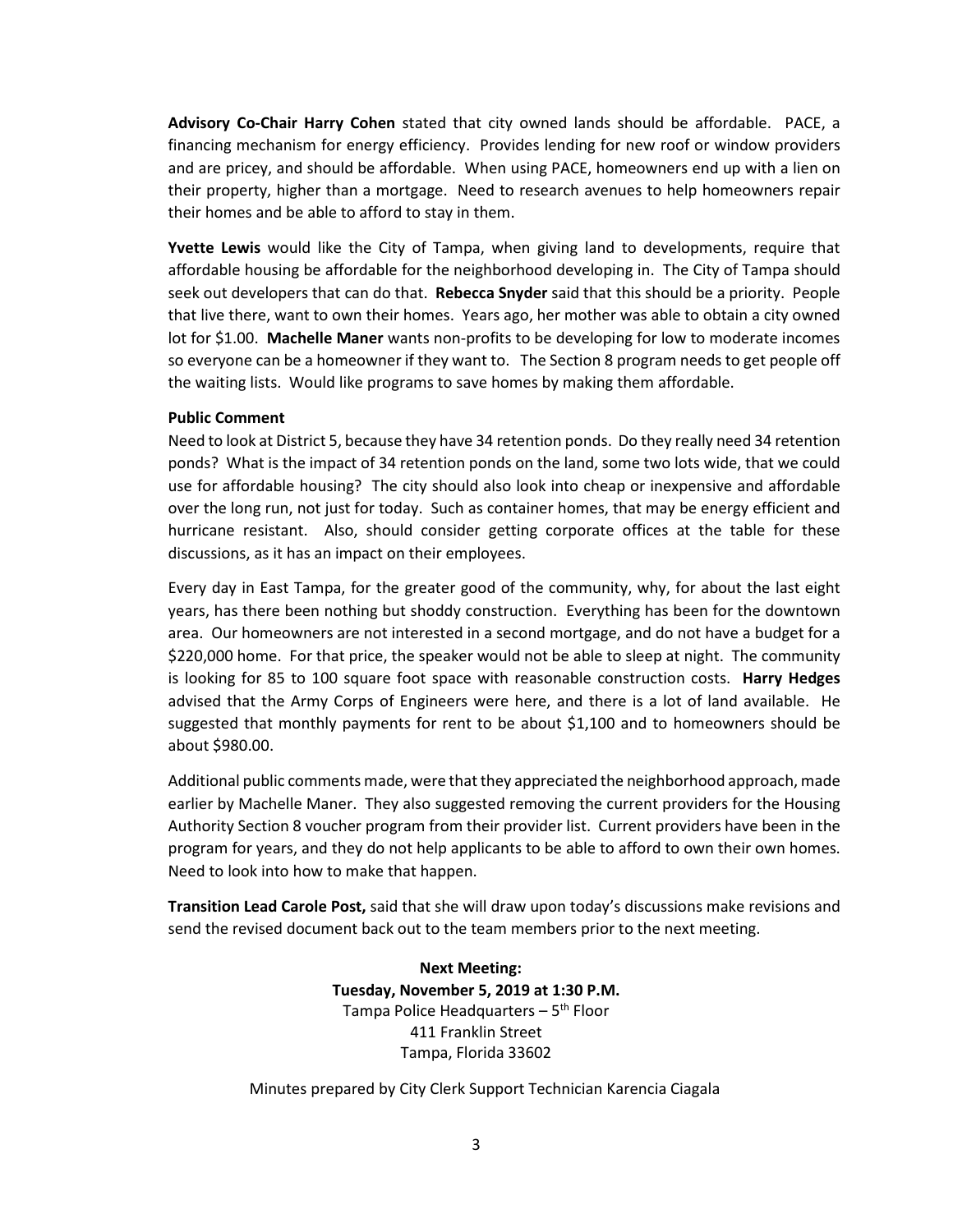**Advisory Co-Chair Harry Cohen** stated that city owned lands should be affordable. PACE, a financing mechanism for energy efficiency. Provides lending for new roof or window providers and are pricey, and should be affordable. When using PACE, homeowners end up with a lien on their property, higher than a mortgage. Need to research avenues to help homeowners repair their homes and be able to afford to stay in them.

**Yvette Lewis** would like the City of Tampa, when giving land to developments, require that affordable housing be affordable for the neighborhood developing in. The City of Tampa should seek out developers that can do that. **Rebecca Snyder** said that this should be a priority. People that live there, want to own their homes. Years ago, her mother was able to obtain a city owned lot for $1.00. **Machelle Maner** wants non-profits to be developing for low to moderate incomes so everyone can be a homeowner if they want to. The Section 8 program needs to get people off the waiting lists. Would like programs to save homes by making them affordable.

**Public Comment**

Need to look at District 5, because they have 34 retention ponds. Do they really need 34 retention ponds? What is the impact of 34 retention ponds on the land, some two lots wide, that we could use for affordable housing? The city should also look into cheap or inexpensive and affordable over the long run, not just for today. Such as container homes, that may be energy efficient and hurricane resistant. Also, should consider getting corporate offices at the table for these discussions, as it has an impact on their employees.

Every day in East Tampa, for the greater good of the community, why, for about the last eight years, has there been nothing but shoddy construction. Everything has been for the downtown area. Our homeowners are not interested in a second mortgage, and do not have a budget for a $220,000 home. For that price, the speaker would not be able to sleep at night. The community is looking for 85 to 100 square foot space with reasonable construction costs. **Harry Hedges** advised that the Army Corps of Engineers were here, and there is a lot of land available. He suggested that monthly payments for rent to be about $1,100 and to homeowners should be about $980.00.

Additional public comments made, were that they appreciated the neighborhood approach, made earlier by Machelle Maner. They also suggested removing the current providers for the Housing Authority Section 8 voucher program from their provider list. Current providers have been in the program for years, and they do not help applicants to be able to afford to own their own homes. Need to look into how to make that happen.

**Transition Lead Carole Post,** said that she will draw upon today's discussions make revisions and send the revised document back out to the team members prior to the next meeting.

**Next Meeting:**
**Tuesday, November 5, 2019 at 1:30 P.M.**
Tampa Police Headquarters – 5th Floor
411 Franklin Street
Tampa, Florida 33602

Minutes prepared by City Clerk Support Technician Karencia Ciagala